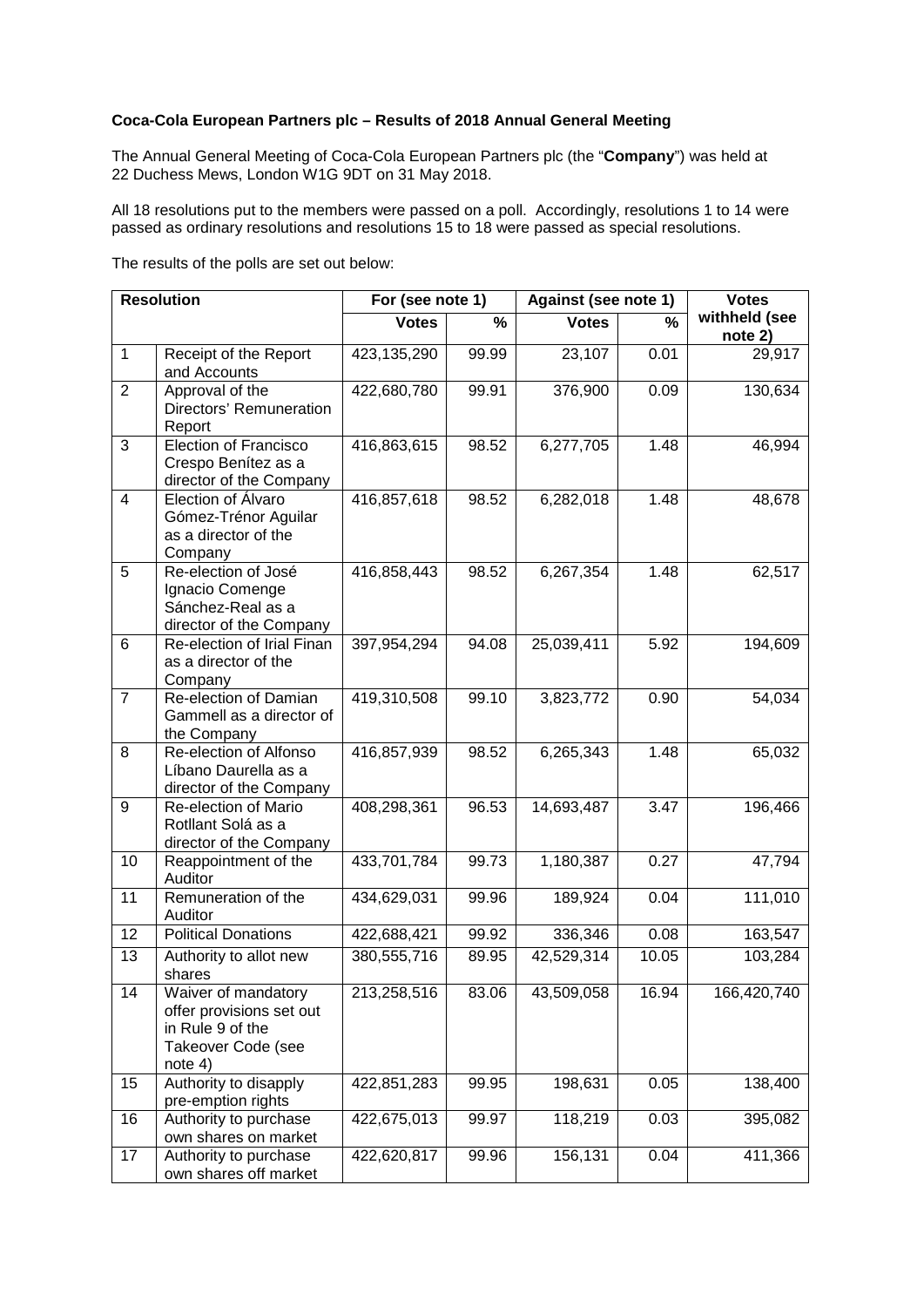**Coca-Cola European Partners plc – Results of 2018 Annual General Meeting**

The Annual General Meeting of Coca-Cola European Partners plc (the "**Company**") was held at 22 Duchess Mews, London W1G 9DT on 31 May 2018.

All 18 resolutions put to the members were passed on a poll. Accordingly, resolutions 1 to 14 were passed as ordinary resolutions and resolutions 15 to 18 were passed as special resolutions.

The results of the polls are set out below:

| Resolution | | For (see note 1) | | Against (see note 1) | | Votes withheld (see note 2) |
|---|---|---|---|---|---|---|
| | | Votes | % | Votes | % | |
| 1 | Receipt of the Report and Accounts | 423,135,290 | 99.99 | 23,107 | 0.01 | 29,917 |
| 2 | Approval of the Directors' Remuneration Report | 422,680,780 | 99.91 | 376,900 | 0.09 | 130,634 |
| 3 | Election of Francisco Crespo Benítez as a director of the Company | 416,863,615 | 98.52 | 6,277,705 | 1.48 | 46,994 |
| 4 | Election of Álvaro Gómez-Trénor Aguilar as a director of the Company | 416,857,618 | 98.52 | 6,282,018 | 1.48 | 48,678 |
| 5 | Re-election of José Ignacio Comenge Sánchez-Real as a director of the Company | 416,858,443 | 98.52 | 6,267,354 | 1.48 | 62,517 |
| 6 | Re-election of Irial Finan as a director of the Company | 397,954,294 | 94.08 | 25,039,411 | 5.92 | 194,609 |
| 7 | Re-election of Damian Gammell as a director of the Company | 419,310,508 | 99.10 | 3,823,772 | 0.90 | 54,034 |
| 8 | Re-election of Alfonso Líbano Daurella as a director of the Company | 416,857,939 | 98.52 | 6,265,343 | 1.48 | 65,032 |
| 9 | Re-election of Mario Rotllant Solá as a director of the Company | 408,298,361 | 96.53 | 14,693,487 | 3.47 | 196,466 |
| 10 | Reappointment of the Auditor | 433,701,784 | 99.73 | 1,180,387 | 0.27 | 47,794 |
| 11 | Remuneration of the Auditor | 434,629,031 | 99.96 | 189,924 | 0.04 | 111,010 |
| 12 | Political Donations | 422,688,421 | 99.92 | 336,346 | 0.08 | 163,547 |
| 13 | Authority to allot new shares | 380,555,716 | 89.95 | 42,529,314 | 10.05 | 103,284 |
| 14 | Waiver of mandatory offer provisions set out in Rule 9 of the Takeover Code (see note 4) | 213,258,516 | 83.06 | 43,509,058 | 16.94 | 166,420,740 |
| 15 | Authority to disapply pre-emption rights | 422,851,283 | 99.95 | 198,631 | 0.05 | 138,400 |
| 16 | Authority to purchase own shares on market | 422,675,013 | 99.97 | 118,219 | 0.03 | 395,082 |
| 17 | Authority to purchase own shares off market | 422,620,817 | 99.96 | 156,131 | 0.04 | 411,366 |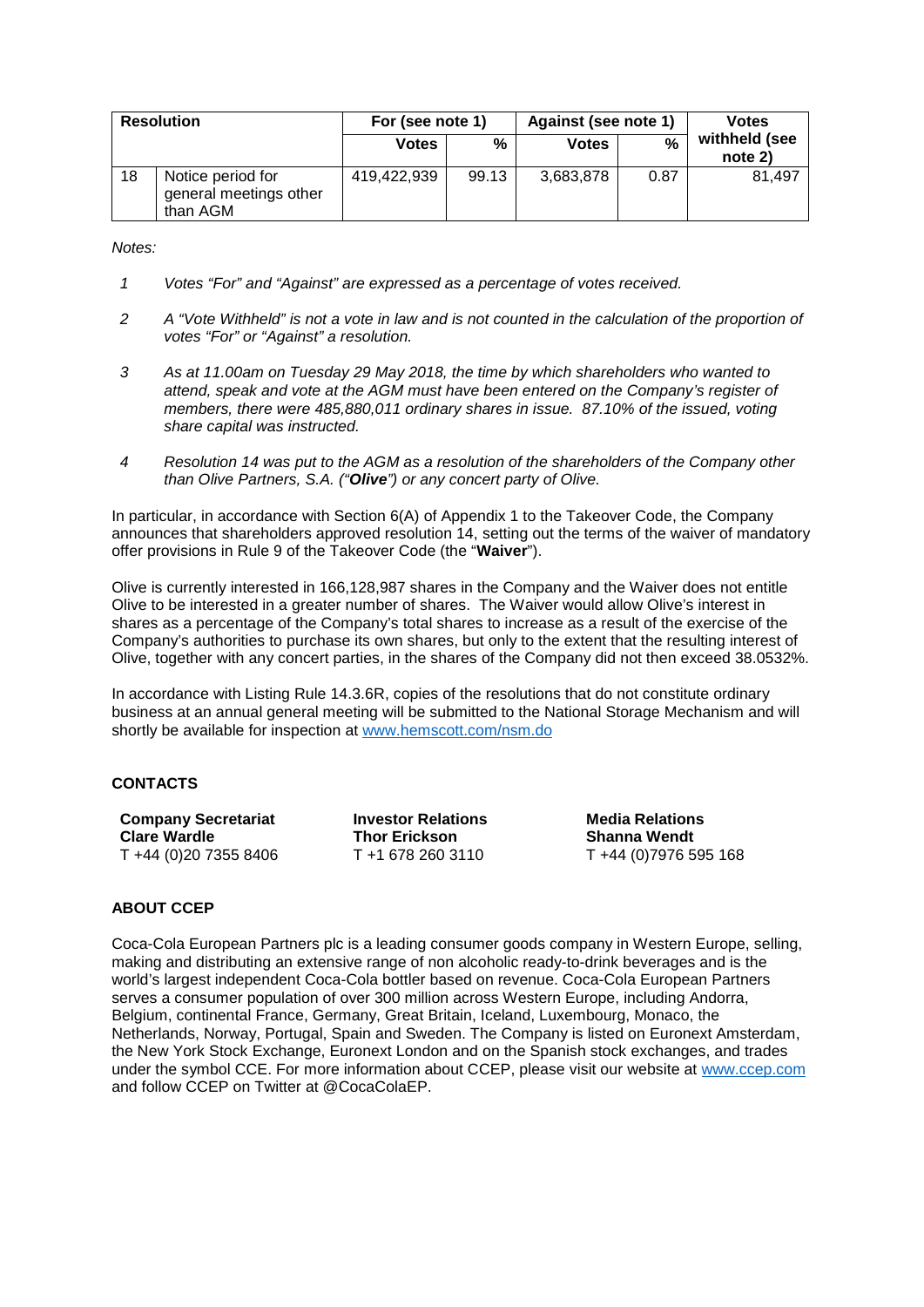| Resolution | | For (see note 1) | | Against (see note 1) | | Votes withheld (see note 2) |
|---|---|---|---|---|---|---|
| | | Votes | % | Votes | % | |
| 18 | Notice period for general meetings other than AGM | 419,422,939 | 99.13 | 3,683,878 | 0.87 | 81,497 |

*Notes:*

1. *Votes "For" and "Against" are expressed as a percentage of votes received.*
2. *A "Vote Withheld" is not a vote in law and is not counted in the calculation of the proportion of votes "For" or "Against" a resolution.*
3. *As at 11.00am on Tuesday 29 May 2018, the time by which shareholders who wanted to attend, speak and vote at the AGM must have been entered on the Company's register of members, there were 485,880,011 ordinary shares in issue. 87.10% of the issued, voting share capital was instructed.*
4. *Resolution 14 was put to the AGM as a resolution of the shareholders of the Company other than Olive Partners, S.A. ("**Olive**") or any concert party of Olive.*

In particular, in accordance with Section 6(A) of Appendix 1 to the Takeover Code, the Company announces that shareholders approved resolution 14, setting out the terms of the waiver of mandatory offer provisions in Rule 9 of the Takeover Code (the "**Waiver**").

Olive is currently interested in 166,128,987 shares in the Company and the Waiver does not entitle Olive to be interested in a greater number of shares. The Waiver would allow Olive's interest in shares as a percentage of the Company's total shares to increase as a result of the exercise of the Company's authorities to purchase its own shares, but only to the extent that the resulting interest of Olive, together with any concert parties, in the shares of the Company did not then exceed 38.0532%.

In accordance with Listing Rule 14.3.6R, copies of the resolutions that do not constitute ordinary business at an annual general meeting will be submitted to the National Storage Mechanism and will shortly be available for inspection at www.hemscott.com/nsm.do

**CONTACTS**

**Company Secretariat**
**Clare Wardle**
T +44 (0)20 7355 8406

**Investor Relations**
**Thor Erickson**
T +1 678 260 3110

**Media Relations**
**Shanna Wendt**
T +44 (0)7976 595 168

**ABOUT CCEP**

Coca-Cola European Partners plc is a leading consumer goods company in Western Europe, selling, making and distributing an extensive range of non alcoholic ready-to-drink beverages and is the world's largest independent Coca-Cola bottler based on revenue. Coca-Cola European Partners serves a consumer population of over 300 million across Western Europe, including Andorra, Belgium, continental France, Germany, Great Britain, Iceland, Luxembourg, Monaco, the Netherlands, Norway, Portugal, Spain and Sweden. The Company is listed on Euronext Amsterdam, the New York Stock Exchange, Euronext London and on the Spanish stock exchanges, and trades under the symbol CCE. For more information about CCEP, please visit our website at www.ccep.com and follow CCEP on Twitter at @CocaColaEP.